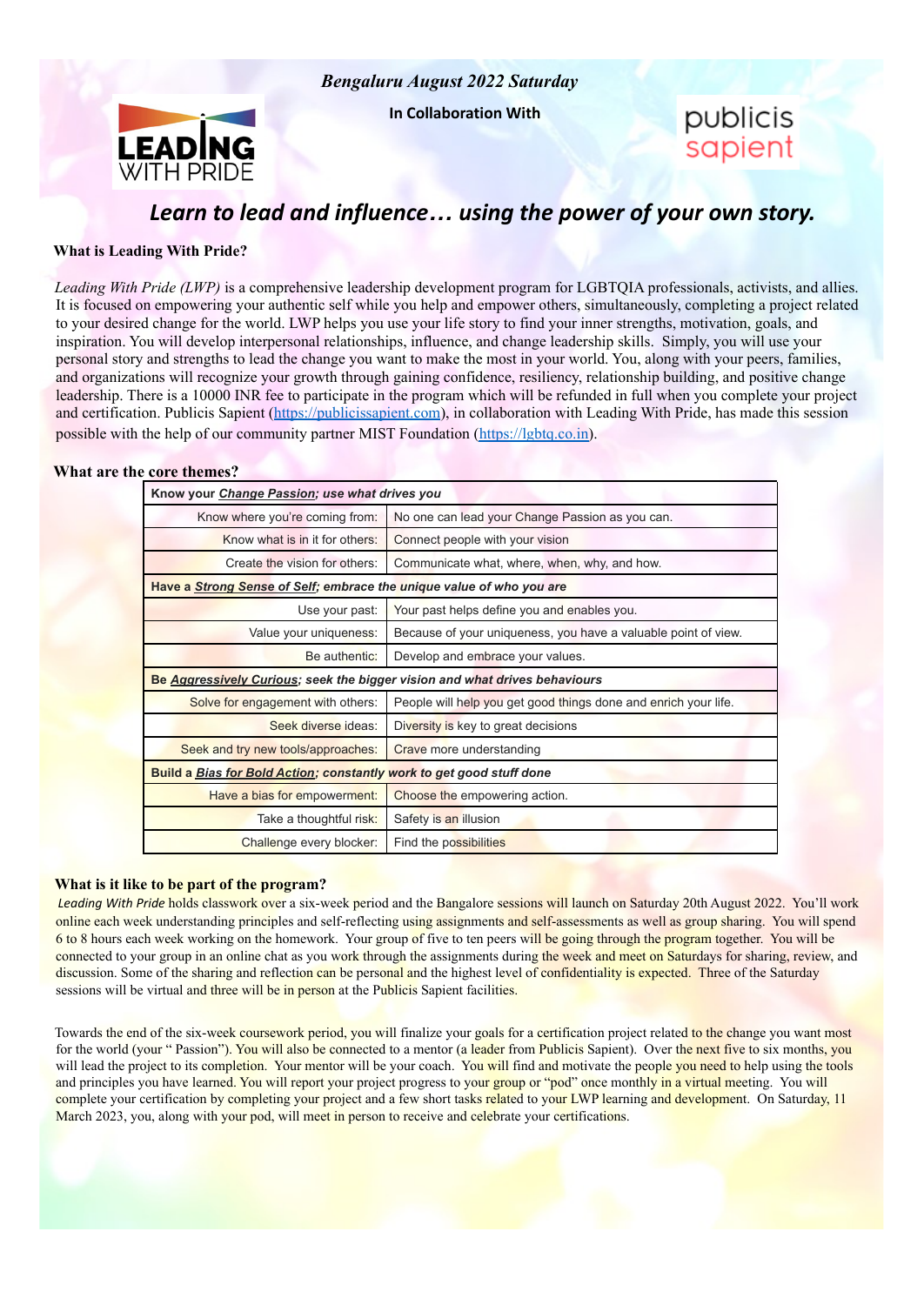*Bengaluru August 2022 Saturday*

**In Collaboration With**

LEADING WITH PRIDE

publicis sapient

## *Learn to lead and influence… using the power of your own story.*

**What is Leading With Pride?**

*Leading With Pride (LWP)* is a comprehensive leadership development program for LGBTQIA professionals, activists, and allies. It is focused on empowering your authentic self while you help and empower others, simultaneously, completing a project related to your desired change for the world. LWP helps you use your life story to find your inner strengths, motivation, goals, and inspiration. You will develop interpersonal relationships, influence, and change leadership skills. Simply, you will use your personal story and strengths to lead the change you want to make the most in your world. You, along with your peers, families, and organizations will recognize your growth through gaining confidence, resiliency, relationship building, and positive change leadership. There is a 10000 INR fee to participate in the program which will be refunded in full when you complete your project and certification. Publicis Sapient (https://publicissapient.com), in collaboration with Leading With Pride, has made this session possible with the help of our community partner MIST Foundation (https://lgbtq.co.in).

**What are the core themes?**

| **Know your *Change Passion*; use what drives you** | |
|---|---|
| Know where you're coming from: | No one can lead your Change Passion as you can. |
| Know what is in it for others: | Connect people with your vision |
| Create the vision for others: | Communicate what, where, when, why, and how. |
| **Have a *Strong Sense of Self*; embrace the unique value of who you are** | |
| Use your past: | Your past helps define you and enables you. |
| Value your uniqueness: | Because of your uniqueness, you have a valuable point of view. |
| Be authentic: | Develop and embrace your values. |
| **Be *Aggressively Curious*; seek the bigger vision and what drives behaviours** | |
| Solve for engagement with others: | People will help you get good things done and enrich your life. |
| Seek diverse ideas: | Diversity is key to great decisions |
| Seek and try new tools/approaches: | Crave more understanding |
| **Build a *Bias for Bold Action*; constantly work to get good stuff done** | |
| Have a bias for empowerment: | Choose the empowering action. |
| Take a thoughtful risk: | Safety is an illusion |
| Challenge every blocker: | Find the possibilities |

**What is it like to be part of the program?**

*Leading With Pride* holds classwork over a six-week period and the Bangalore sessions will launch on Saturday 20th August 2022. You'll work online each week understanding principles and self-reflecting using assignments and self-assessments as well as group sharing. You will spend 6 to 8 hours each week working on the homework. Your group of five to ten peers will be going through the program together. You will be connected to your group in an online chat as you work through the assignments during the week and meet on Saturdays for sharing, review, and discussion. Some of the sharing and reflection can be personal and the highest level of confidentiality is expected. Three of the Saturday sessions will be virtual and three will be in person at the Publicis Sapient facilities.

Towards the end of the six-week coursework period, you will finalize your goals for a certification project related to the change you want most for the world (your " Passion"). You will also be connected to a mentor (a leader from Publicis Sapient). Over the next five to six months, you will lead the project to its completion. Your mentor will be your coach. You will find and motivate the people you need to help using the tools and principles you have learned. You will report your project progress to your group or "pod" once monthly in a virtual meeting. You will complete your certification by completing your project and a few short tasks related to your LWP learning and development. On Saturday, 11 March 2023, you, along with your pod, will meet in person to receive and celebrate your certifications.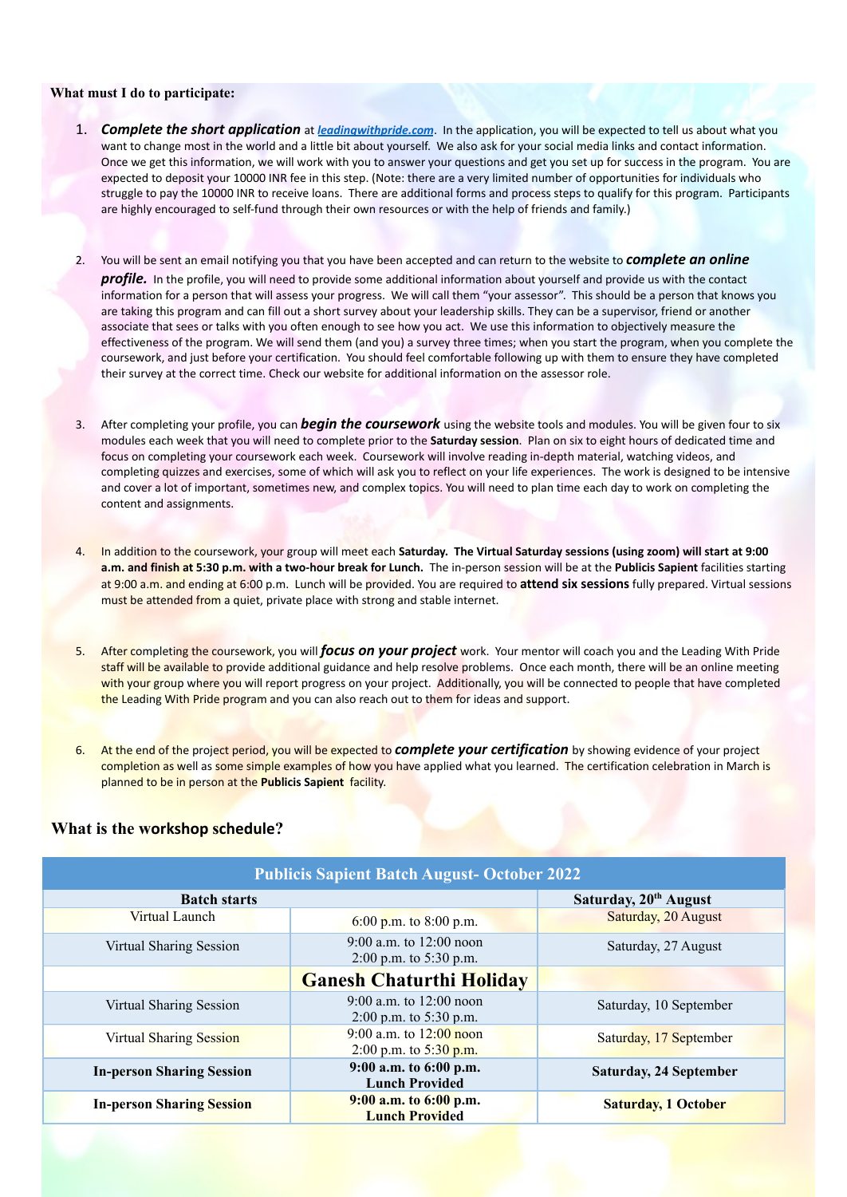**What must I do to participate:**

1. ***Complete the short application*** at [***leadingwithpride.com***](leadingwithpride.com). In the application, you will be expected to tell us about what you want to change most in the world and a little bit about yourself. We also ask for your social media links and contact information. Once we get this information, we will work with you to answer your questions and get you set up for success in the program. You are expected to deposit your 10000 INR fee in this step. (Note: there are a very limited number of opportunities for individuals who struggle to pay the 10000 INR to receive loans. There are additional forms and process steps to qualify for this program. Participants are highly encouraged to self-fund through their own resources or with the help of friends and family.)

2. You will be sent an email notifying you that you have been accepted and can return to the website to ***complete an online profile.*** In the profile, you will need to provide some additional information about yourself and provide us with the contact information for a person that will assess your progress. We will call them "your assessor". This should be a person that knows you are taking this program and can fill out a short survey about your leadership skills. They can be a supervisor, friend or another associate that sees or talks with you often enough to see how you act. We use this information to objectively measure the effectiveness of the program. We will send them (and you) a survey three times; when you start the program, when you complete the coursework, and just before your certification. You should feel comfortable following up with them to ensure they have completed their survey at the correct time. Check our website for additional information on the assessor role.

3. After completing your profile, you can ***begin the coursework*** using the website tools and modules. You will be given four to six modules each week that you will need to complete prior to the **Saturday session**. Plan on six to eight hours of dedicated time and focus on completing your coursework each week. Coursework will involve reading in-depth material, watching videos, and completing quizzes and exercises, some of which will ask you to reflect on your life experiences. The work is designed to be intensive and cover a lot of important, sometimes new, and complex topics. You will need to plan time each day to work on completing the content and assignments.

4. In addition to the coursework, your group will meet each **Saturday. The Virtual Saturday sessions (using zoom) will start at 9:00 a.m. and finish at 5:30 p.m. with a two-hour break for Lunch.** The in-person session will be at the **Publicis Sapient** facilities starting at 9:00 a.m. and ending at 6:00 p.m. Lunch will be provided. You are required to **attend six sessions** fully prepared. Virtual sessions must be attended from a quiet, private place with strong and stable internet.

5. After completing the coursework, you will ***focus on your project*** work. Your mentor will coach you and the Leading With Pride staff will be available to provide additional guidance and help resolve problems. Once each month, there will be an online meeting with your group where you will report progress on your project. Additionally, you will be connected to people that have completed the Leading With Pride program and you can also reach out to them for ideas and support.

6. At the end of the project period, you will be expected to ***complete your certification*** by showing evidence of your project completion as well as some simple examples of how you have applied what you learned. The certification celebration in March is planned to be in person at the **Publicis Sapient** facility.

## What is the workshop schedule?

| Publicis Sapient Batch August- October 2022 | | |
|---|---|---|
| **Batch starts** | | **Saturday, 20th August** |
| Virtual Launch | 6:00 p.m. to 8:00 p.m. | Saturday, 20 August |
| Virtual Sharing Session | 9:00 a.m. to 12:00 noon<br>2:00 p.m. to 5:30 p.m. | Saturday, 27 August |
| | **Ganesh Chaturthi Holiday** | |
| Virtual Sharing Session | 9:00 a.m. to 12:00 noon<br>2:00 p.m. to 5:30 p.m. | Saturday, 10 September |
| Virtual Sharing Session | 9:00 a.m. to 12:00 noon<br>2:00 p.m. to 5:30 p.m. | Saturday, 17 September |
| **In-person Sharing Session** | **9:00 a.m. to 6:00 p.m.<br>Lunch Provided** | **Saturday, 24 September** |
| **In-person Sharing Session** | **9:00 a.m. to 6:00 p.m.<br>Lunch Provided** | **Saturday, 1 October** |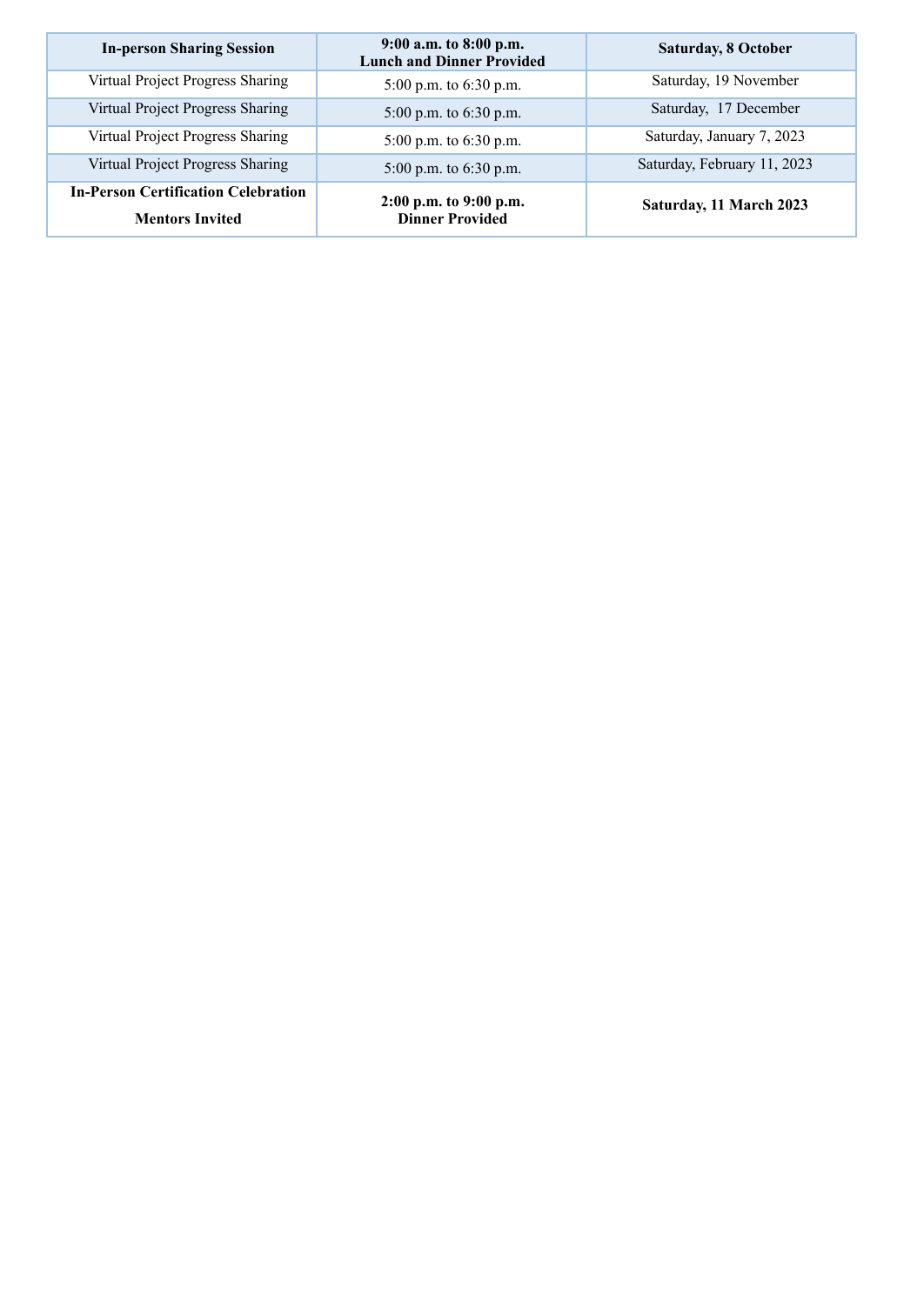| | | |
|---|---|---|
| **In-person Sharing Session** | **9:00 a.m. to 8:00 p.m.**<br>**Lunch and Dinner Provided** | **Saturday, 8 October** |
| Virtual Project Progress Sharing | 5:00 p.m. to 6:30 p.m. | Saturday, 19 November |
| Virtual Project Progress Sharing | 5:00 p.m. to 6:30 p.m. | Saturday, 17 December |
| Virtual Project Progress Sharing | 5:00 p.m. to 6:30 p.m. | Saturday, January 7, 2023 |
| Virtual Project Progress Sharing | 5:00 p.m. to 6:30 p.m. | Saturday, February 11, 2023 |
| **In-Person Certification Celebration**<br>**Mentors Invited** | **2:00 p.m. to 9:00 p.m.**<br>**Dinner Provided** | **Saturday, 11 March 2023** |